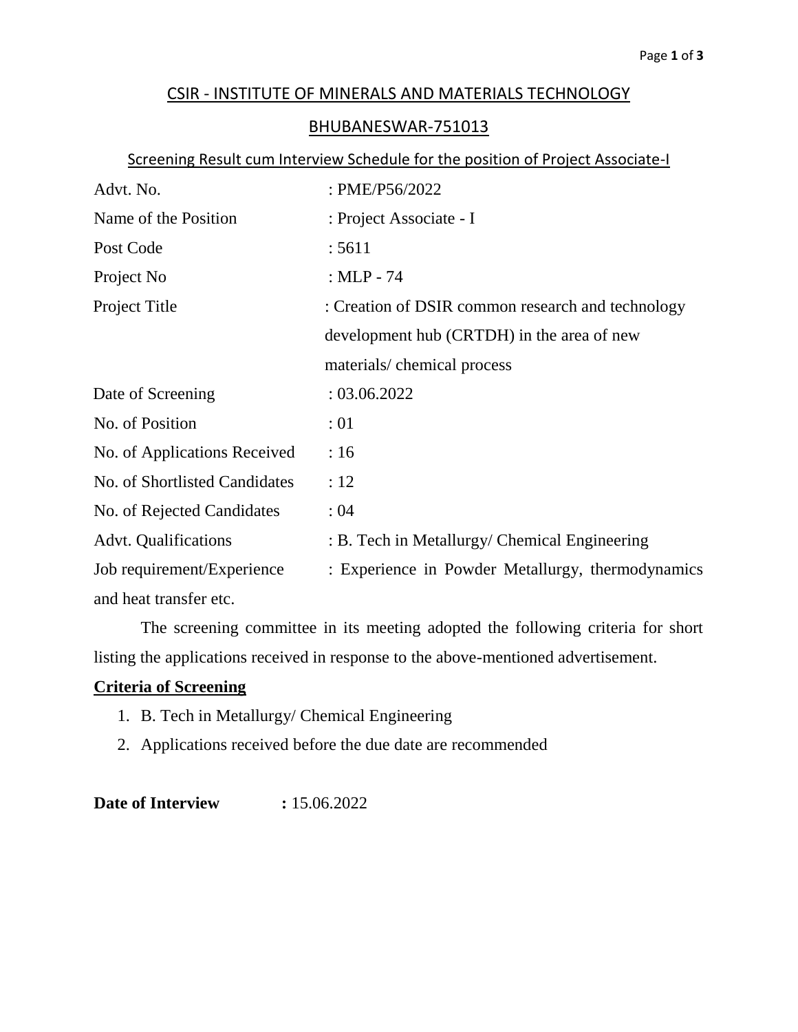# CSIR - INSTITUTE OF MINERALS AND MATERIALS TECHNOLOGY

## BHUBANESWAR-751013

### Screening Result cum Interview Schedule for the position of Project Associate-I

| | |
|---|---|
| Advt. No. | : PME/P56/2022 |
| Name of the Position | : Project Associate - I |
| Post Code | : 5611 |
| Project No | : MLP - 74 |
| Project Title | : Creation of DSIR common research and technology development hub (CRTDH) in the area of new materials/ chemical process |
| Date of Screening | : 03.06.2022 |
| No. of Position | : 01 |
| No. of Applications Received | : 16 |
| No. of Shortlisted Candidates | : 12 |
| No. of Rejected Candidates | : 04 |
| Advt. Qualifications | : B. Tech in Metallurgy/ Chemical Engineering |
| Job requirement/Experience | : Experience in Powder Metallurgy, thermodynamics and heat transfer etc. |

The screening committee in its meeting adopted the following criteria for short listing the applications received in response to the above-mentioned advertisement.

**Criteria of Screening**

1. B. Tech in Metallurgy/ Chemical Engineering
2. Applications received before the due date are recommended

**Date of Interview :** 15.06.2022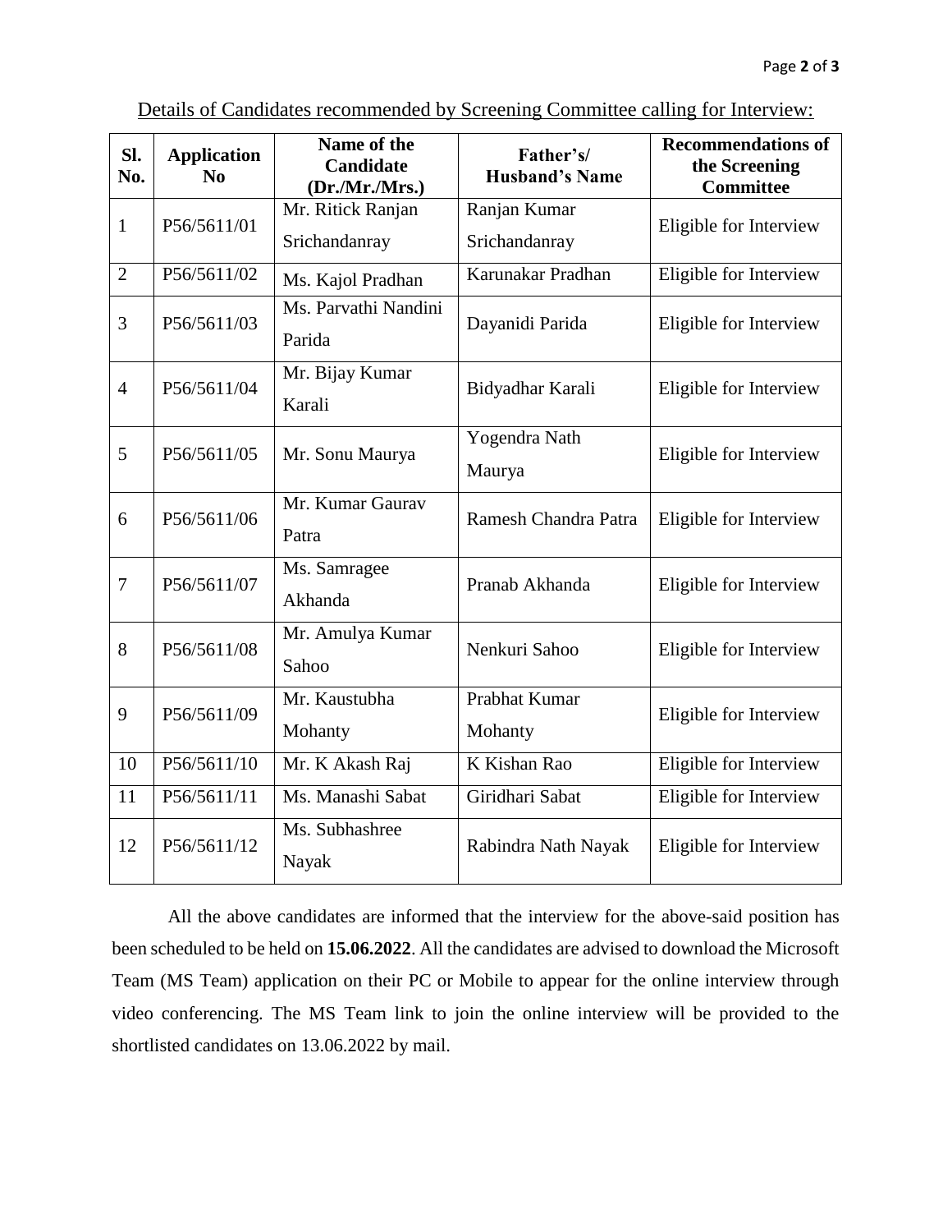Details of Candidates recommended by Screening Committee calling for Interview:

| Sl. No. | Application No | Name of the Candidate (Dr./Mr./Mrs.) | Father's/ Husband's Name | Recommendations of the Screening Committee |
|---|---|---|---|---|
| 1 | P56/5611/01 | Mr. Ritick Ranjan Srichandanray | Ranjan Kumar Srichandanray | Eligible for Interview |
| 2 | P56/5611/02 | Ms. Kajol Pradhan | Karunakar Pradhan | Eligible for Interview |
| 3 | P56/5611/03 | Ms. Parvathi Nandini Parida | Dayanidi Parida | Eligible for Interview |
| 4 | P56/5611/04 | Mr. Bijay Kumar Karali | Bidyadhar Karali | Eligible for Interview |
| 5 | P56/5611/05 | Mr. Sonu Maurya | Yogendra Nath Maurya | Eligible for Interview |
| 6 | P56/5611/06 | Mr. Kumar Gaurav Patra | Ramesh Chandra Patra | Eligible for Interview |
| 7 | P56/5611/07 | Ms. Samragee Akhanda | Pranab Akhanda | Eligible for Interview |
| 8 | P56/5611/08 | Mr. Amulya Kumar Sahoo | Nenkuri Sahoo | Eligible for Interview |
| 9 | P56/5611/09 | Mr. Kaustubha Mohanty | Prabhat Kumar Mohanty | Eligible for Interview |
| 10 | P56/5611/10 | Mr. K Akash Raj | K Kishan Rao | Eligible for Interview |
| 11 | P56/5611/11 | Ms. Manashi Sabat | Giridhari Sabat | Eligible for Interview |
| 12 | P56/5611/12 | Ms. Subhashree Nayak | Rabindra Nath Nayak | Eligible for Interview |

All the above candidates are informed that the interview for the above-said position has been scheduled to be held on **15.06.2022**. All the candidates are advised to download the Microsoft Team (MS Team) application on their PC or Mobile to appear for the online interview through video conferencing. The MS Team link to join the online interview will be provided to the shortlisted candidates on 13.06.2022 by mail.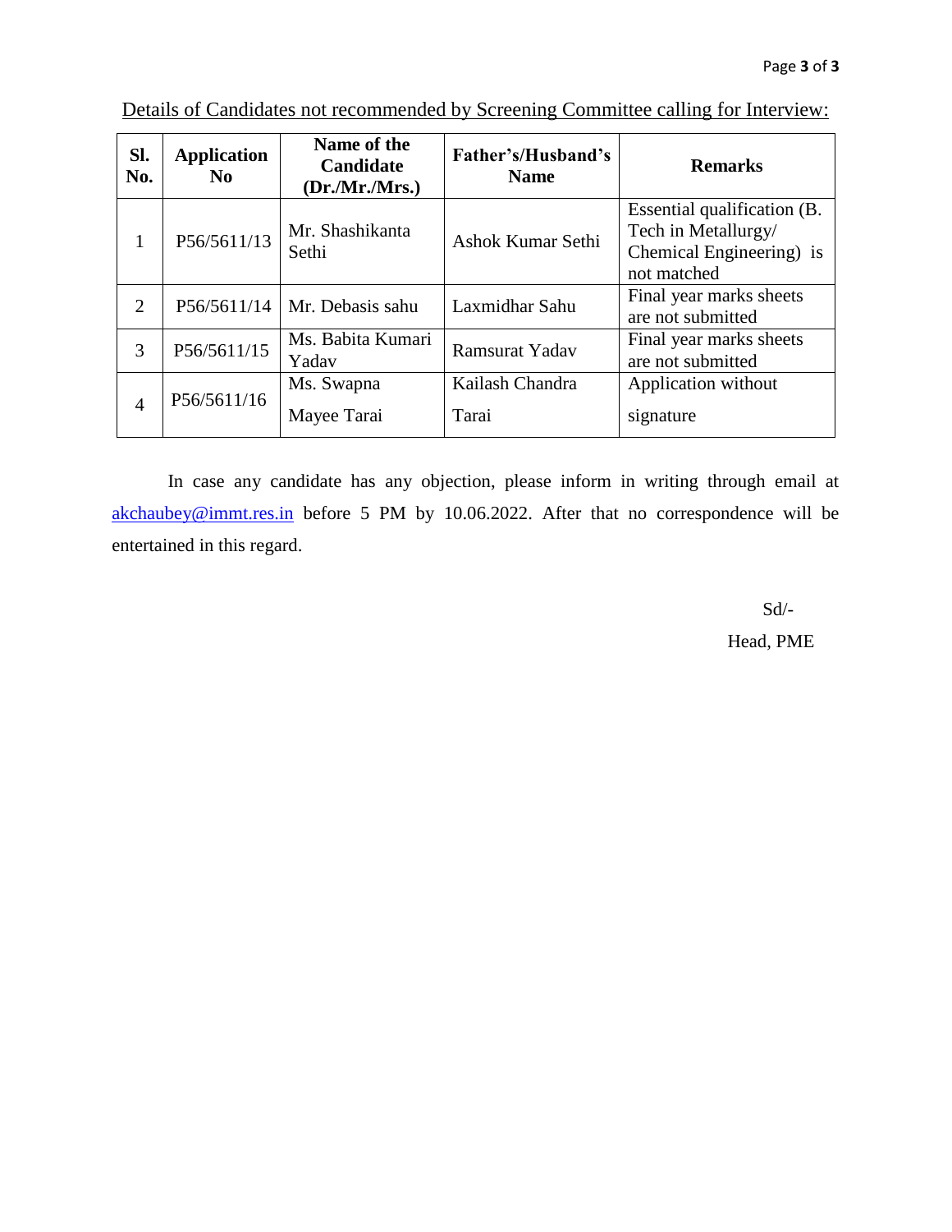Details of Candidates not recommended by Screening Committee calling for Interview:

| Sl. No. | Application No | Name of the Candidate (Dr./Mr./Mrs.) | Father's/Husband's Name | Remarks |
|---|---|---|---|---|
| 1 | P56/5611/13 | Mr. Shashikanta Sethi | Ashok Kumar Sethi | Essential qualification (B. Tech in Metallurgy/ Chemical Engineering) is not matched |
| 2 | P56/5611/14 | Mr. Debasis sahu | Laxmidhar Sahu | Final year marks sheets are not submitted |
| 3 | P56/5611/15 | Ms. Babita Kumari Yadav | Ramsurat Yadav | Final year marks sheets are not submitted |
| 4 | P56/5611/16 | Ms. Swapna Mayee Tarai | Kailash Chandra Tarai | Application without signature |

In case any candidate has any objection, please inform in writing through email at akchaubey@immt.res.in before 5 PM by 10.06.2022. After that no correspondence will be entertained in this regard.

Sd/-

Head, PME